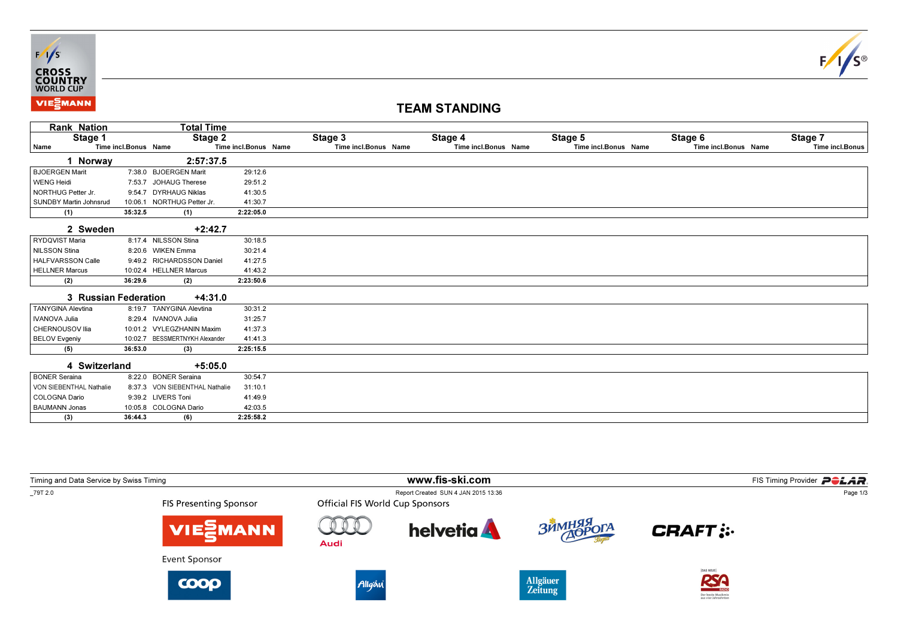CROSS COUNTRY WORLD CUP

# TEAM STANDING

| Rank Nation | | Total Time | | | | | | | | | | | |
|---|---|---|---|---|---|---|---|---|---|---|---|---|---|
| Stage 1 | | Stage 2 | | Stage 3 | | Stage 4 | | Stage 5 | | Stage 6 | | Stage 7 | |
| Name | Time incl.Bonus | Name | Time incl.Bonus | Name | Time incl.Bonus | Name | Time incl.Bonus | Name | Time incl.Bonus | Name | Time incl.Bonus | Name | Time incl.Bonus |
| **1 Norway** | | **2:57:37.5** | | | | | | | | | | | |
| BJOERGEN Marit | 7:38.0 | BJOERGEN Marit | 29:12.6 | | | | | | | | | | |
| WENG Heidi | 7:53.7 | JOHAUG Therese | 29:51.2 | | | | | | | | | | |
| NORTHUG Petter Jr. | 9:54.7 | DYRHAUG Niklas | 41:30.5 | | | | | | | | | | |
| SUNDBY Martin Johnsrud | 10:06.1 | NORTHUG Petter Jr. | 41:30.7 | | | | | | | | | | |
| (1) | 35:32.5 | (1) | 2:22:05.0 | | | | | | | | | | |
| **2 Sweden** | | **+2:42.7** | | | | | | | | | | | |
| RYDQVIST Maria | 8:17.4 | NILSSON Stina | 30:18.5 | | | | | | | | | | |
| NILSSON Stina | 8:20.6 | WIKEN Emma | 30:21.4 | | | | | | | | | | |
| HALFVARSSON Calle | 9:49.2 | RICHARDSSON Daniel | 41:27.5 | | | | | | | | | | |
| HELLNER Marcus | 10:02.4 | HELLNER Marcus | 41:43.2 | | | | | | | | | | |
| (2) | 36:29.6 | (2) | 2:23:50.6 | | | | | | | | | | |
| **3 Russian Federation** | | **+4:31.0** | | | | | | | | | | | |
| TANYGINA Alevtina | 8:19.7 | TANYGINA Alevtina | 30:31.2 | | | | | | | | | | |
| IVANOVA Julia | 8:29.4 | IVANOVA Julia | 31:25.7 | | | | | | | | | | |
| CHERNOUSOV Ilia | 10:01.2 | VYLEGZHANIN Maxim | 41:37.3 | | | | | | | | | | |
| BELOV Evgeniy | 10:02.7 | BESSMERTNYKH Alexander | 41:41.3 | | | | | | | | | | |
| (5) | 36:53.0 | (3) | 2:25:15.5 | | | | | | | | | | |
| **4 Switzerland** | | **+5:05.0** | | | | | | | | | | | |
| BONER Seraina | 8:22.0 | BONER Seraina | 30:54.7 | | | | | | | | | | |
| VON SIEBENTHAL Nathalie | 8:37.3 | VON SIEBENTHAL Nathalie | 31:10.1 | | | | | | | | | | |
| COLOGNA Dario | 9:39.2 | LIVERS Toni | 41:49.9 | | | | | | | | | | |
| BAUMANN Jonas | 10:05.8 | COLOGNA Dario | 42:03.5 | | | | | | | | | | |
| (3) | 36:44.3 | (6) | 2:25:58.2 | | | | | | | | | | |

Timing and Data Service by Swiss Timing

www.fis-ski.com

FIS Timing Provider POLAR

_79T 2.0

Report Created SUN 4 JAN 2015 13:36

FIS Presenting Sponsor

Official FIS World Cup Sponsors

Event Sponsor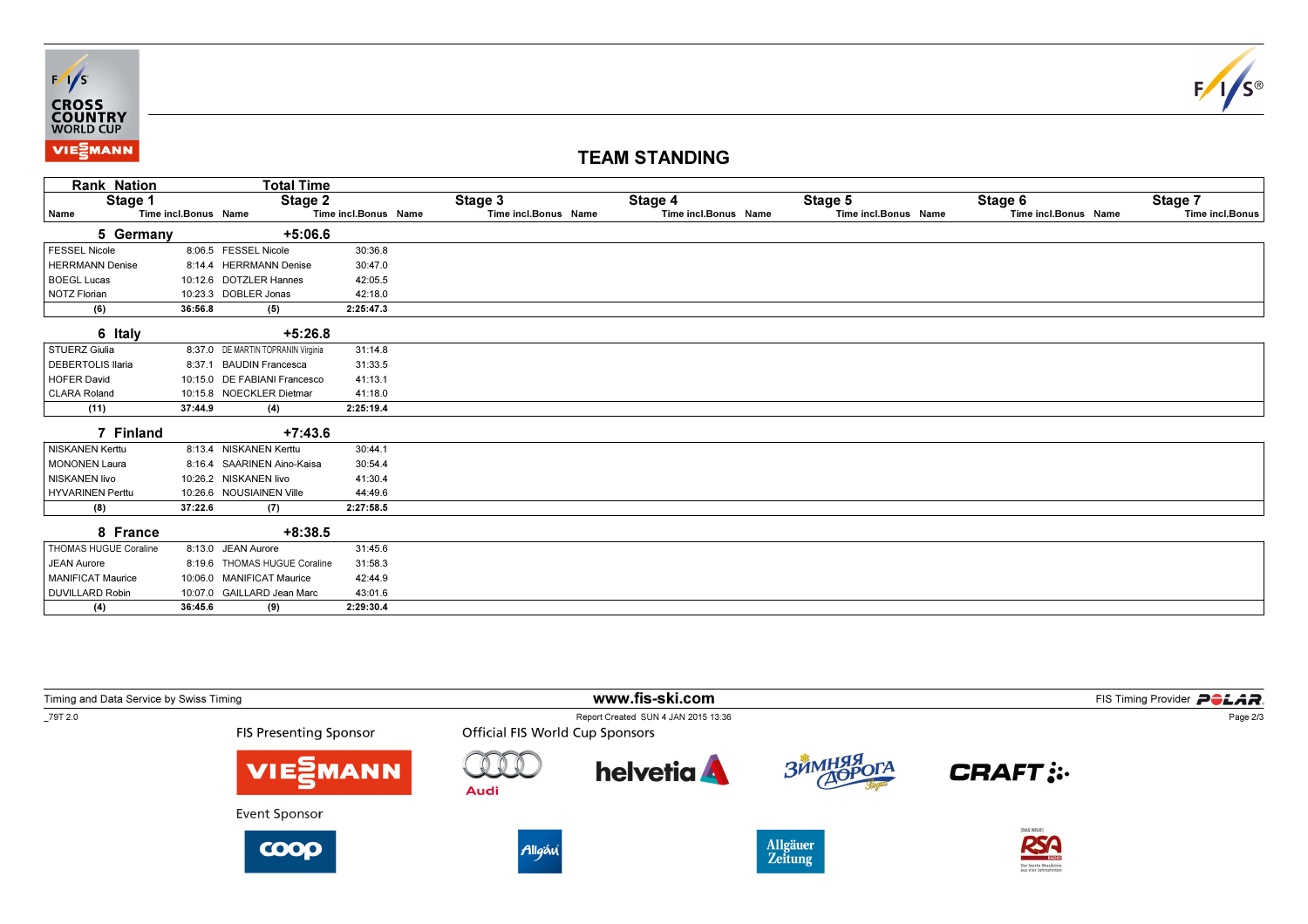## TEAM STANDING

| Rank Nation | | Total Time | |
|---|---|---|---|
| **Stage 1** | | **Stage 2** | |
| Name | Time incl.Bonus | Name | Time incl.Bonus |
| **5 Germany** | | **+5:06.6** | |
| FESSEL Nicole | 8:06.5 | FESSEL Nicole | 30:36.8 |
| HERRMANN Denise | 8:14.4 | HERRMANN Denise | 30:47.0 |
| BOEGL Lucas | 10:12.6 | DOTZLER Hannes | 42:05.5 |
| NOTZ Florian | 10:23.3 | DOBLER Jonas | 42:18.0 |
| **(6)** | **36:56.8** | **(5)** | **2:25:47.3** |
| **6 Italy** | | **+5:26.8** | |
| STUERZ Giulia | 8:37.0 | DE MARTIN TOPRANIN Virginia | 31:14.8 |
| DEBERTOLIS Ilaria | 8:37.1 | BAUDIN Francesca | 31:33.5 |
| HOFER David | 10:15.0 | DE FABIANI Francesco | 41:13.1 |
| CLARA Roland | 10:15.8 | NOECKLER Dietmar | 41:18.0 |
| **(11)** | **37:44.9** | **(4)** | **2:25:19.4** |
| **7 Finland** | | **+7:43.6** | |
| NISKANEN Kerttu | 8:13.4 | NISKANEN Kerttu | 30:44.1 |
| MONONEN Laura | 8:16.4 | SAARINEN Aino-Kaisa | 30:54.4 |
| NISKANEN Iivo | 10:26.2 | NISKANEN Iivo | 41:30.4 |
| HYVARINEN Perttu | 10:26.6 | NOUSIAINEN Ville | 44:49.6 |
| **(8)** | **37:22.6** | **(7)** | **2:27:58.5** |
| **8 France** | | **+8:38.5** | |
| THOMAS HUGUE Coraline | 8:13.0 | JEAN Aurore | 31:45.6 |
| JEAN Aurore | 8:19.6 | THOMAS HUGUE Coraline | 31:58.3 |
| MANIFICAT Maurice | 10:06.0 | MANIFICAT Maurice | 42:44.9 |
| DUVILLARD Robin | 10:07.0 | GAILLARD Jean Marc | 43:01.6 |
| **(4)** | **36:45.6** | **(9)** | **2:29:30.4** |

Stage 3, Stage 4, Stage 5, Stage 6, Stage 7: (Name / Time incl.Bonus — no entries)

Timing and Data Service by Swiss Timing — www.fis-ski.com — FIS Timing Provider POLAR

_79T 2.0 — Report Created SUN 4 JAN 2015 13:36

FIS Presenting Sponsor — Official FIS World Cup Sponsors — Event Sponsor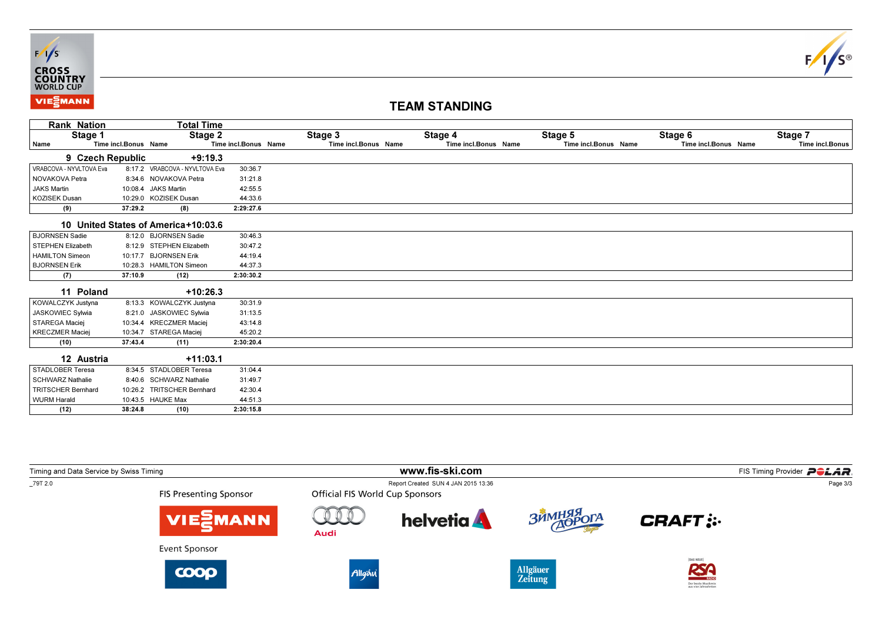## TEAM STANDING

| Rank Nation | | Total Time | |
|---|---|---|---|
| **Stage 1** | | **Stage 2** | |
| Name | Time incl.Bonus | Name | Time incl.Bonus |
| **9 Czech Republic** | | **+9:19.3** | |
| VRABCOVA - NYVLTOVA Eva | 8:17.2 | VRABCOVA - NYVLTOVA Eva | 30:36.7 |
| NOVAKOVA Petra | 8:34.6 | NOVAKOVA Petra | 31:21.8 |
| JAKS Martin | 10:08.4 | JAKS Martin | 42:55.5 |
| KOZISEK Dusan | 10:29.0 | KOZISEK Dusan | 44:33.6 |
| **(9)** | **37:29.2** | **(8)** | **2:29:27.6** |
| **10 United States of America** | | **+10:03.6** | |
| BJORNSEN Sadie | 8:12.0 | BJORNSEN Sadie | 30:46.3 |
| STEPHEN Elizabeth | 8:12.9 | STEPHEN Elizabeth | 30:47.2 |
| HAMILTON Simeon | 10:17.7 | BJORNSEN Erik | 44:19.4 |
| BJORNSEN Erik | 10:28.3 | HAMILTON Simeon | 44:37.3 |
| **(7)** | **37:10.9** | **(12)** | **2:30:30.2** |
| **11 Poland** | | **+10:26.3** | |
| KOWALCZYK Justyna | 8:13.3 | KOWALCZYK Justyna | 30:31.9 |
| JASKOWIEC Sylwia | 8:21.0 | JASKOWIEC Sylwia | 31:13.5 |
| STAREGA Maciej | 10:34.4 | KRECZMER Maciej | 43:14.8 |
| KRECZMER Maciej | 10:34.7 | STAREGA Maciej | 45:20.2 |
| **(10)** | **37:43.4** | **(11)** | **2:30:20.4** |
| **12 Austria** | | **+11:03.1** | |
| STADLOBER Teresa | 8:34.5 | STADLOBER Teresa | 31:04.4 |
| SCHWARZ Nathalie | 8:40.6 | SCHWARZ Nathalie | 31:49.7 |
| TRITSCHER Bernhard | 10:26.2 | TRITSCHER Bernhard | 42:30.4 |
| WURM Harald | 10:43.5 | HAUKE Max | 44:51.3 |
| **(12)** | **38:24.8** | **(10)** | **2:30:15.8** |

Stage 3, Stage 4, Stage 5, Stage 6, Stage 7: Name / Time incl.Bonus (no entries)

Timing and Data Service by Swiss Timing

www.fis-ski.com

FIS Timing Provider POLAR

_79T 2.0

Report Created SUN 4 JAN 2015 13:36

FIS Presenting Sponsor

Official FIS World Cup Sponsors

Event Sponsor